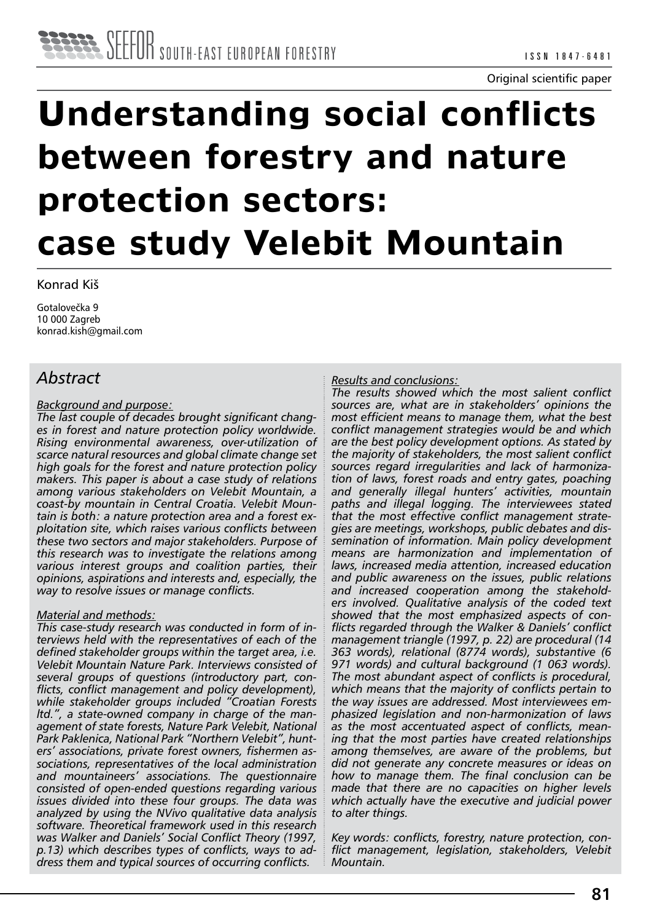Original scientific paper

# Understanding social conflicts between forestry and nature protection sectors: case study Velebit Mountain

Konrad Kiš

Gotalovečka 9
10 000 Zagreb
konrad.kish@gmail.com

## Abstract

*Background and purpose:*

*The last couple of decades brought significant changes in forest and nature protection policy worldwide. Rising environmental awareness, over-utilization of scarce natural resources and global climate change set high goals for the forest and nature protection policy makers. This paper is about a case study of relations among various stakeholders on Velebit Mountain, a coast-by mountain in Central Croatia. Velebit Mountain is both: a nature protection area and a forest exploitation site, which raises various conflicts between these two sectors and major stakeholders. Purpose of this research was to investigate the relations among various interest groups and coalition parties, their opinions, aspirations and interests and, especially, the way to resolve issues or manage conflicts.*

*Material and methods:*

*This case-study research was conducted in form of interviews held with the representatives of each of the defined stakeholder groups within the target area, i.e. Velebit Mountain Nature Park. Interviews consisted of several groups of questions (introductory part, conflicts, conflict management and policy development), while stakeholder groups included "Croatian Forests ltd.", a state-owned company in charge of the management of state forests, Nature Park Velebit, National Park Paklenica, National Park "Northern Velebit", hunters' associations, private forest owners, fishermen associations, representatives of the local administration and mountaineers' associations. The questionnaire consisted of open-ended questions regarding various issues divided into these four groups. The data was analyzed by using the NVivo qualitative data analysis software. Theoretical framework used in this research was Walker and Daniels' Social Conflict Theory (1997, p.13) which describes types of conflicts, ways to address them and typical sources of occurring conflicts.*

*Results and conclusions:*

*The results showed which the most salient conflict sources are, what are in stakeholders' opinions the most efficient means to manage them, what the best conflict management strategies would be and which are the best policy development options. As stated by the majority of stakeholders, the most salient conflict sources regard irregularities and lack of harmonization of laws, forest roads and entry gates, poaching and generally illegal hunters' activities, mountain paths and illegal logging. The interviewees stated that the most effective conflict management strategies are meetings, workshops, public debates and dissemination of information. Main policy development means are harmonization and implementation of laws, increased media attention, increased education and public awareness on the issues, public relations and increased cooperation among the stakeholders involved. Qualitative analysis of the coded text showed that the most emphasized aspects of conflicts regarded through the Walker & Daniels' conflict management triangle (1997, p. 22) are procedural (14 363 words), relational (8774 words), substantive (6 971 words) and cultural background (1 063 words). The most abundant aspect of conflicts is procedural, which means that the majority of conflicts pertain to the way issues are addressed. Most interviewees emphasized legislation and non-harmonization of laws as the most accentuated aspect of conflicts, meaning that the most parties have created relationships among themselves, are aware of the problems, but did not generate any concrete measures or ideas on how to manage them. The final conclusion can be made that there are no capacities on higher levels which actually have the executive and judicial power to alter things.*

*Key words: conflicts, forestry, nature protection, conflict management, legislation, stakeholders, Velebit Mountain.*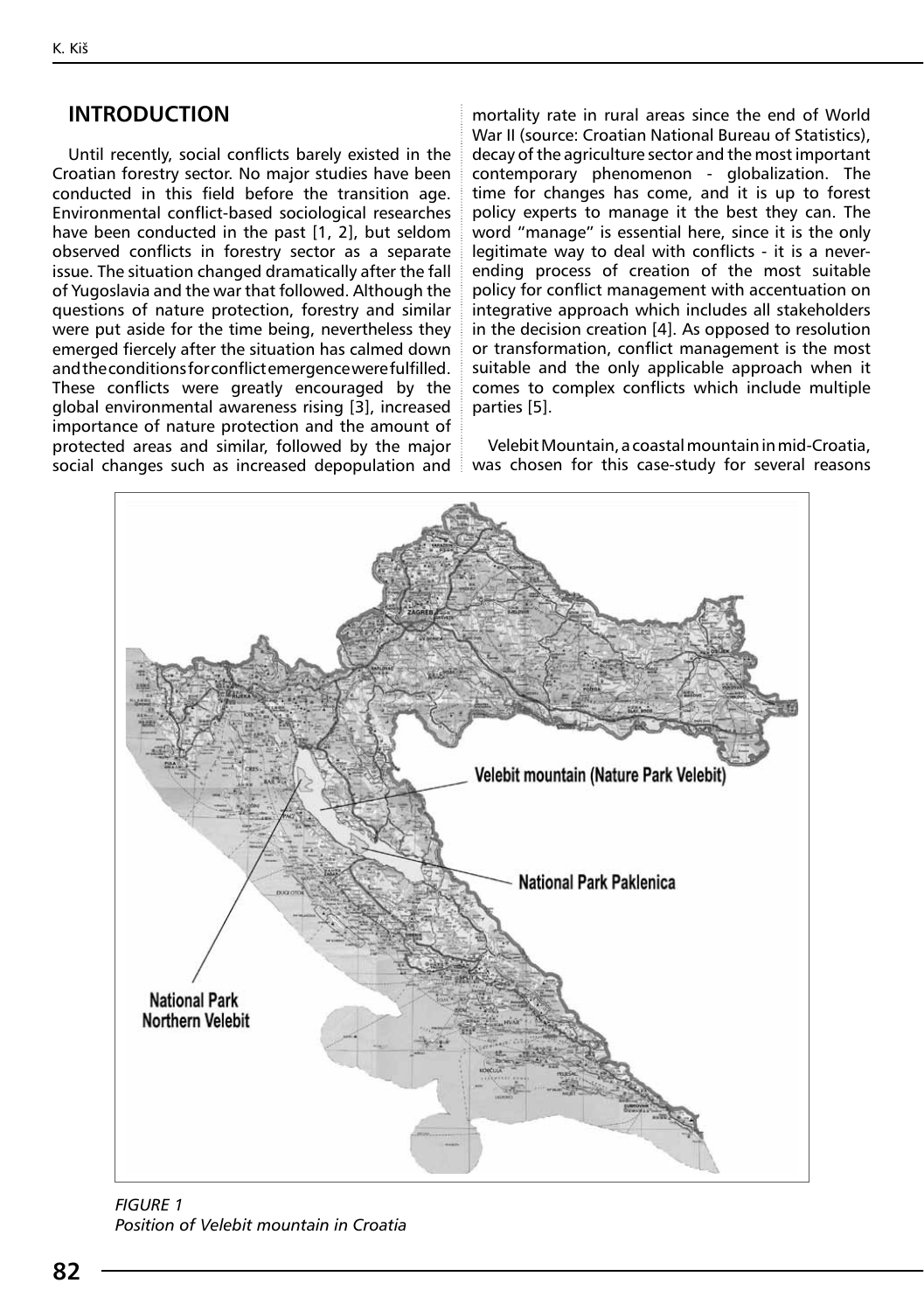## INTRODUCTION

Until recently, social conflicts barely existed in the Croatian forestry sector. No major studies have been conducted in this field before the transition age. Environmental conflict-based sociological researches have been conducted in the past [1, 2], but seldom observed conflicts in forestry sector as a separate issue. The situation changed dramatically after the fall of Yugoslavia and the war that followed. Although the questions of nature protection, forestry and similar were put aside for the time being, nevertheless they emerged fiercely after the situation has calmed down and the conditions for conflict emergence were fulfilled. These conflicts were greatly encouraged by the global environmental awareness rising [3], increased importance of nature protection and the amount of protected areas and similar, followed by the major social changes such as increased depopulation and mortality rate in rural areas since the end of World War II (source: Croatian National Bureau of Statistics), decay of the agriculture sector and the most important contemporary phenomenon - globalization. The time for changes has come, and it is up to forest policy experts to manage it the best they can. The word "manage" is essential here, since it is the only legitimate way to deal with conflicts - it is a never-ending process of creation of the most suitable policy for conflict management with accentuation on integrative approach which includes all stakeholders in the decision creation [4]. As opposed to resolution or transformation, conflict management is the most suitable and the only applicable approach when it comes to complex conflicts which include multiple parties [5].

Velebit Mountain, a coastal mountain in mid-Croatia, was chosen for this case-study for several reasons

*FIGURE 1*
*Position of Velebit mountain in Croatia*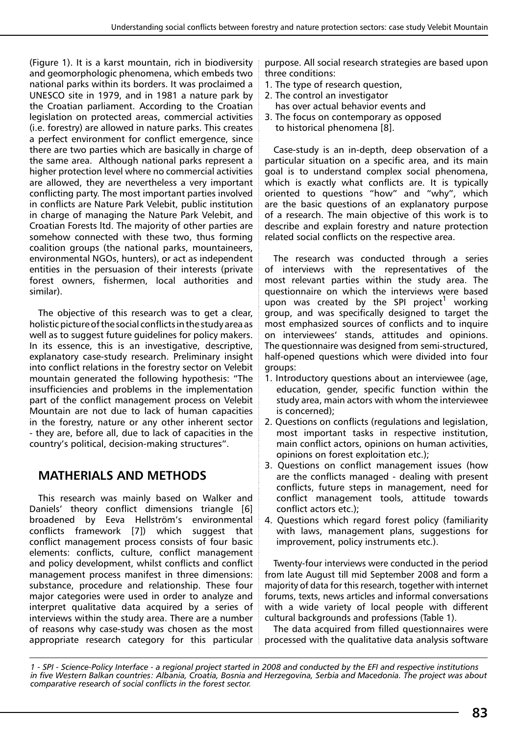(Figure 1). It is a karst mountain, rich in biodiversity and geomorphologic phenomena, which embeds two national parks within its borders. It was proclaimed a UNESCO site in 1979, and in 1981 a nature park by the Croatian parliament. According to the Croatian legislation on protected areas, commercial activities (i.e. forestry) are allowed in nature parks. This creates a perfect environment for conflict emergence, since there are two parties which are basically in charge of the same area. Although national parks represent a higher protection level where no commercial activities are allowed, they are nevertheless a very important conflicting party. The most important parties involved in conflicts are Nature Park Velebit, public institution in charge of managing the Nature Park Velebit, and Croatian Forests ltd. The majority of other parties are somehow connected with these two, thus forming coalition groups (the national parks, mountaineers, environmental NGOs, hunters), or act as independent entities in the persuasion of their interests (private forest owners, fishermen, local authorities and similar).

The objective of this research was to get a clear, holistic picture of the social conflicts in the study area as well as to suggest future guidelines for policy makers. In its essence, this is an investigative, descriptive, explanatory case-study research. Preliminary insight into conflict relations in the forestry sector on Velebit mountain generated the following hypothesis: "The insufficiencies and problems in the implementation part of the conflict management process on Velebit Mountain are not due to lack of human capacities in the forestry, nature or any other inherent sector - they are, before all, due to lack of capacities in the country's political, decision-making structures".

## MATHERIALS AND METHODS

This research was mainly based on Walker and Daniels' theory conflict dimensions triangle [6] broadened by Eeva Hellström's environmental conflicts framework [7]) which suggest that conflict management process consists of four basic elements: conflicts, culture, conflict management and policy development, whilst conflicts and conflict management process manifest in three dimensions: substance, procedure and relationship. These four major categories were used in order to analyze and interpret qualitative data acquired by a series of interviews within the study area. There are a number of reasons why case-study was chosen as the most appropriate research category for this particular purpose. All social research strategies are based upon three conditions:

1. The type of research question,
2. The control an investigator has over actual behavior events and
3. The focus on contemporary as opposed to historical phenomena [8].

Case-study is an in-depth, deep observation of a particular situation on a specific area, and its main goal is to understand complex social phenomena, which is exactly what conflicts are. It is typically oriented to questions "how" and "why", which are the basic questions of an explanatory purpose of a research. The main objective of this work is to describe and explain forestry and nature protection related social conflicts on the respective area.

The research was conducted through a series of interviews with the representatives of the most relevant parties within the study area. The questionnaire on which the interviews were based upon was created by the SPI project[1] working group, and was specifically designed to target the most emphasized sources of conflicts and to inquire on interviewees' stands, attitudes and opinions. The questionnaire was designed from semi-structured, half-opened questions which were divided into four groups:

1. Introductory questions about an interviewee (age, education, gender, specific function within the study area, main actors with whom the interviewee is concerned);
2. Questions on conflicts (regulations and legislation, most important tasks in respective institution, main conflict actors, opinions on human activities, opinions on forest exploitation etc.);
3. Questions on conflict management issues (how are the conflicts managed - dealing with present conflicts, future steps in management, need for conflict management tools, attitude towards conflict actors etc.);
4. Questions which regard forest policy (familiarity with laws, management plans, suggestions for improvement, policy instruments etc.).

Twenty-four interviews were conducted in the period from late August till mid September 2008 and form a majority of data for this research, together with internet forums, texts, news articles and informal conversations with a wide variety of local people with different cultural backgrounds and professions (Table 1).

The data acquired from filled questionnaires were processed with the qualitative data analysis software

*1 - SPI - Science-Policy Interface - a regional project started in 2008 and conducted by the EFI and respective institutions in five Western Balkan countries: Albania, Croatia, Bosnia and Herzegovina, Serbia and Macedonia. The project was about comparative research of social conflicts in the forest sector.*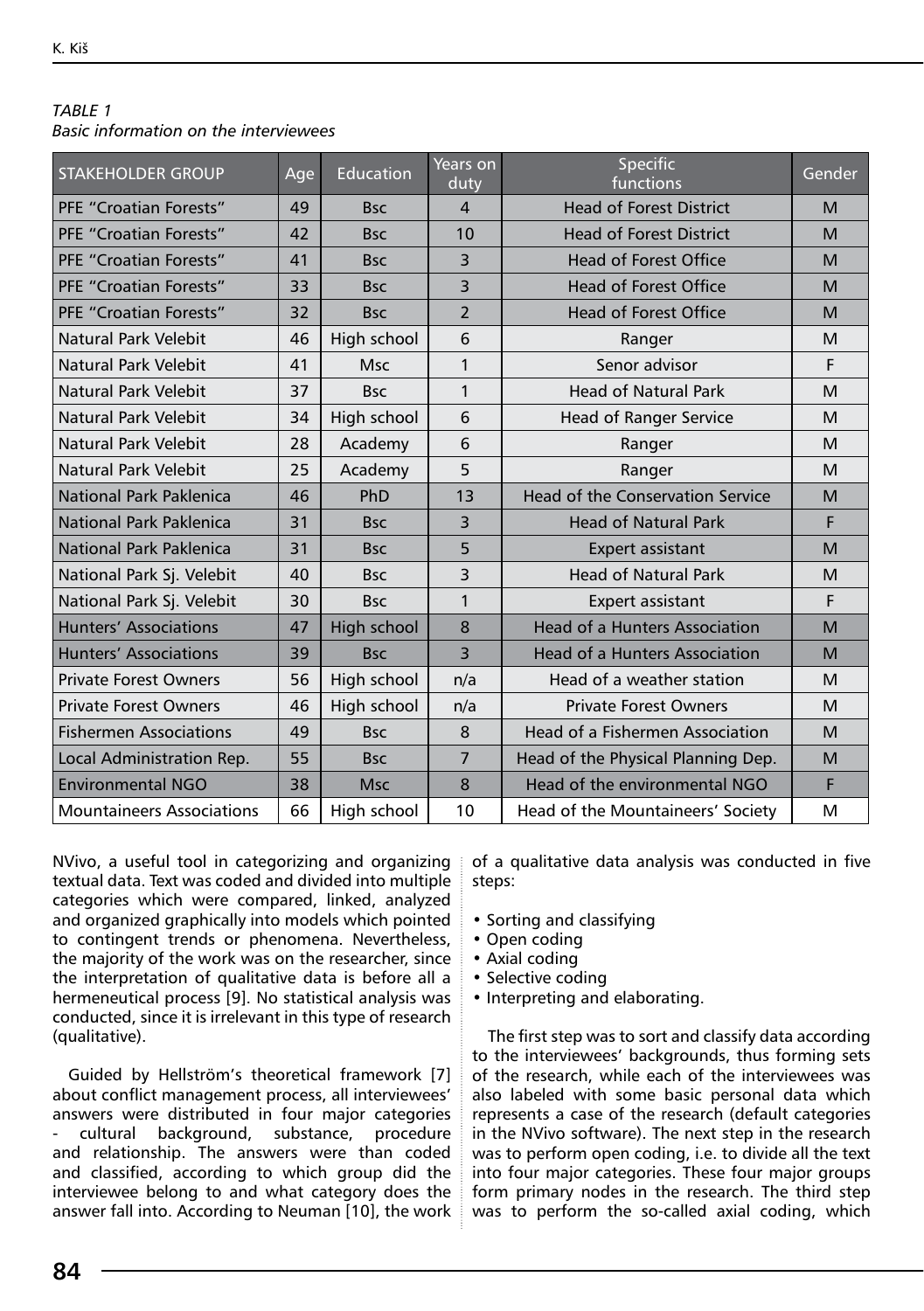*TABLE 1*
*Basic information on the interviewees*

| STAKEHOLDER GROUP | Age | Education | Years on duty | Specific functions | Gender |
|---|---|---|---|---|---|
| PFE “Croatian Forests” | 49 | Bsc | 4 | Head of Forest District | M |
| PFE “Croatian Forests” | 42 | Bsc | 10 | Head of Forest District | M |
| PFE “Croatian Forests” | 41 | Bsc | 3 | Head of Forest Office | M |
| PFE “Croatian Forests” | 33 | Bsc | 3 | Head of Forest Office | M |
| PFE “Croatian Forests” | 32 | Bsc | 2 | Head of Forest Office | M |
| Natural Park Velebit | 46 | High school | 6 | Ranger | M |
| Natural Park Velebit | 41 | Msc | 1 | Senor advisor | F |
| Natural Park Velebit | 37 | Bsc | 1 | Head of Natural Park | M |
| Natural Park Velebit | 34 | High school | 6 | Head of Ranger Service | M |
| Natural Park Velebit | 28 | Academy | 6 | Ranger | M |
| Natural Park Velebit | 25 | Academy | 5 | Ranger | M |
| National Park Paklenica | 46 | PhD | 13 | Head of the Conservation Service | M |
| National Park Paklenica | 31 | Bsc | 3 | Head of Natural Park | F |
| National Park Paklenica | 31 | Bsc | 5 | Expert assistant | M |
| National Park Sj. Velebit | 40 | Bsc | 3 | Head of Natural Park | M |
| National Park Sj. Velebit | 30 | Bsc | 1 | Expert assistant | F |
| Hunters’ Associations | 47 | High school | 8 | Head of a Hunters Association | M |
| Hunters’ Associations | 39 | Bsc | 3 | Head of a Hunters Association | M |
| Private Forest Owners | 56 | High school | n/a | Head of a weather station | M |
| Private Forest Owners | 46 | High school | n/a | Private Forest Owners | M |
| Fishermen Associations | 49 | Bsc | 8 | Head of a Fishermen Association | M |
| Local Administration Rep. | 55 | Bsc | 7 | Head of the Physical Planning Dep. | M |
| Environmental NGO | 38 | Msc | 8 | Head of the environmental NGO | F |
| Mountaineers Associations | 66 | High school | 10 | Head of the Mountaineers’ Society | M |

NVivo, a useful tool in categorizing and organizing textual data. Text was coded and divided into multiple categories which were compared, linked, analyzed and organized graphically into models which pointed to contingent trends or phenomena. Nevertheless, the majority of the work was on the researcher, since the interpretation of qualitative data is before all a hermeneutical process [9]. No statistical analysis was conducted, since it is irrelevant in this type of research (qualitative).

Guided by Hellström’s theoretical framework [7] about conflict management process, all interviewees’ answers were distributed in four major categories - cultural background, substance, procedure and relationship. The answers were than coded and classified, according to which group did the interviewee belong to and what category does the answer fall into. According to Neuman [10], the work of a qualitative data analysis was conducted in five steps:

- Sorting and classifying
- Open coding
- Axial coding
- Selective coding
- Interpreting and elaborating.

The first step was to sort and classify data according to the interviewees’ backgrounds, thus forming sets of the research, while each of the interviewees was also labeled with some basic personal data which represents a case of the research (default categories in the NVivo software). The next step in the research was to perform open coding, i.e. to divide all the text into four major categories. These four major groups form primary nodes in the research. The third step was to perform the so-called axial coding, which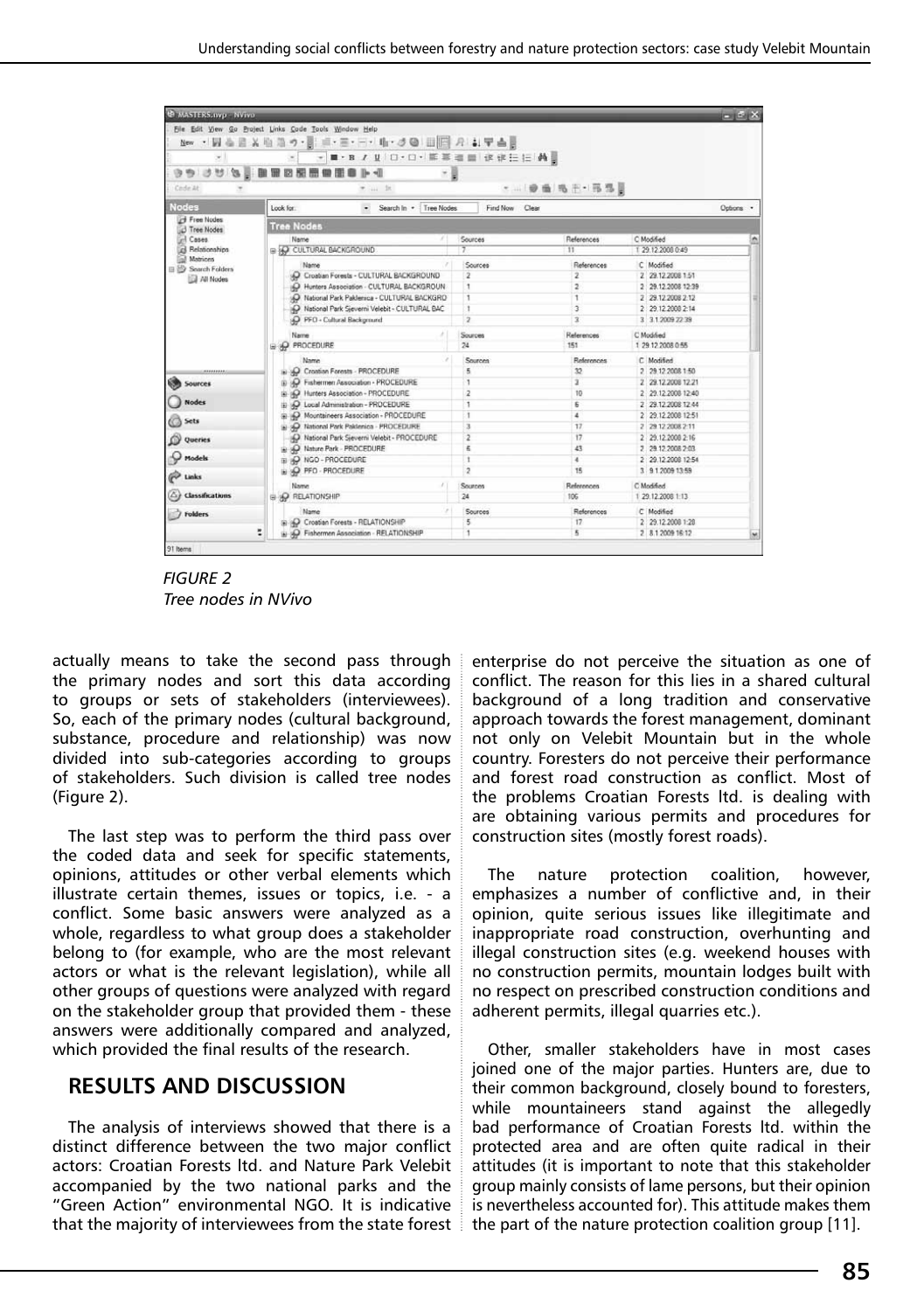*FIGURE 2*
*Tree nodes in NVivo*

actually means to take the second pass through the primary nodes and sort this data according to groups or sets of stakeholders (interviewees). So, each of the primary nodes (cultural background, substance, procedure and relationship) was now divided into sub-categories according to groups of stakeholders. Such division is called tree nodes (Figure 2).

The last step was to perform the third pass over the coded data and seek for specific statements, opinions, attitudes or other verbal elements which illustrate certain themes, issues or topics, i.e. - a conflict. Some basic answers were analyzed as a whole, regardless to what group does a stakeholder belong to (for example, who are the most relevant actors or what is the relevant legislation), while all other groups of questions were analyzed with regard on the stakeholder group that provided them - these answers were additionally compared and analyzed, which provided the final results of the research.

## RESULTS AND DISCUSSION

The analysis of interviews showed that there is a distinct difference between the two major conflict actors: Croatian Forests ltd. and Nature Park Velebit accompanied by the two national parks and the "Green Action" environmental NGO. It is indicative that the majority of interviewees from the state forest enterprise do not perceive the situation as one of conflict. The reason for this lies in a shared cultural background of a long tradition and conservative approach towards the forest management, dominant not only on Velebit Mountain but in the whole country. Foresters do not perceive their performance and forest road construction as conflict. Most of the problems Croatian Forests ltd. is dealing with are obtaining various permits and procedures for construction sites (mostly forest roads).

The nature protection coalition, however, emphasizes a number of conflictive and, in their opinion, quite serious issues like illegitimate and inappropriate road construction, overhunting and illegal construction sites (e.g. weekend houses with no construction permits, mountain lodges built with no respect on prescribed construction conditions and adherent permits, illegal quarries etc.).

Other, smaller stakeholders have in most cases joined one of the major parties. Hunters are, due to their common background, closely bound to foresters, while mountaineers stand against the allegedly bad performance of Croatian Forests ltd. within the protected area and are often quite radical in their attitudes (it is important to note that this stakeholder group mainly consists of lame persons, but their opinion is nevertheless accounted for). This attitude makes them the part of the nature protection coalition group [11].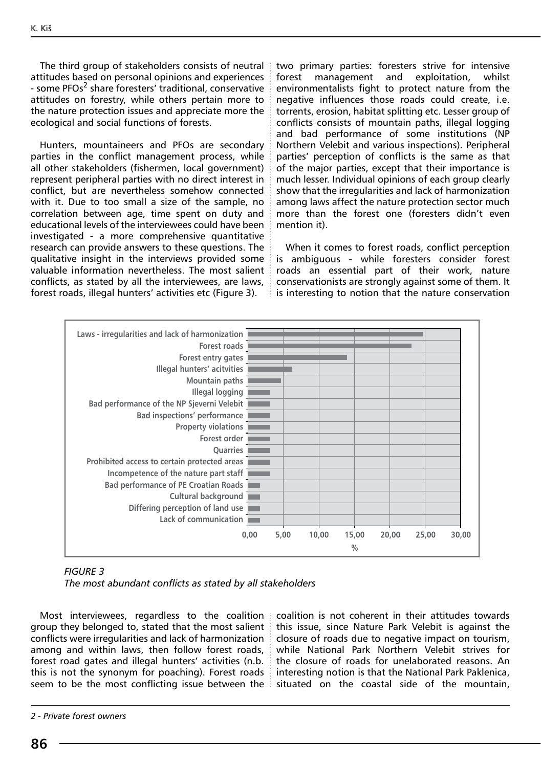The third group of stakeholders consists of neutral attitudes based on personal opinions and experiences - some PFOs[2] share foresters' traditional, conservative attitudes on forestry, while others pertain more to the nature protection issues and appreciate more the ecological and social functions of forests.

Hunters, mountaineers and PFOs are secondary parties in the conflict management process, while all other stakeholders (fishermen, local government) represent peripheral parties with no direct interest in conflict, but are nevertheless somehow connected with it. Due to too small a size of the sample, no correlation between age, time spent on duty and educational levels of the interviewees could have been investigated - a more comprehensive quantitative research can provide answers to these questions. The qualitative insight in the interviews provided some valuable information nevertheless. The most salient conflicts, as stated by all the interviewees, are laws, forest roads, illegal hunters' activities etc (Figure 3).

two primary parties: foresters strive for intensive forest management and exploitation, whilst environmentalists fight to protect nature from the negative influences those roads could create, i.e. torrents, erosion, habitat splitting etc. Lesser group of conflicts consists of mountain paths, illegal logging and bad performance of some institutions (NP Northern Velebit and various inspections). Peripheral parties' perception of conflicts is the same as that of the major parties, except that their importance is much lesser. Individual opinions of each group clearly show that the irregularities and lack of harmonization among laws affect the nature protection sector much more than the forest one (foresters didn't even mention it).

When it comes to forest roads, conflict perception is ambiguous - while foresters consider forest roads an essential part of their work, nature conservationists are strongly against some of them. It is interesting to notion that the nature conservation coalition is not coherent in their attitudes towards this issue, since Nature Park Velebit is against the closure of roads due to negative impact on tourism, while National Park Northern Velebit strives for the closure of roads for unelaborated reasons. An interesting notion is that the National Park Paklenica, situated on the coastal side of the mountain,

| Conflict | % (approx.) |
|---|---|
| Laws - irregularities and lack of harmonization | ~24.6 |
| Forest roads | ~23.0 |
| Forest entry gates | ~13.9 |
| Illegal hunters' acitvities | ~6.2 |
| Mountain paths | ~4.6 |
| Illegal logging | ~3.1 |
| Bad performance of the NP Sjeverni Velebit | ~3.1 |
| Bad inspections' performance | ~3.1 |
| Property violations | ~3.1 |
| Forest order | ~3.1 |
| Quarries | ~3.1 |
| Prohibited access to certain protected areas | ~3.1 |
| Incompetence of the nature part staff | ~3.1 |
| Bad performance of PE Croatian Roads | ~1.5 |
| Cultural background | ~1.5 |
| Differing perception of land use | ~1.5 |
| Lack of communication | ~1.5 |

*FIGURE 3*
*The most abundant conflicts as stated by all stakeholders*

Most interviewees, regardless to the coalition group they belonged to, stated that the most salient conflicts were irregularities and lack of harmonization among and within laws, then follow forest roads, forest road gates and illegal hunters' activities (n.b. this is not the synonym for poaching). Forest roads seem to be the most conflicting issue between the

*2 - Private forest owners*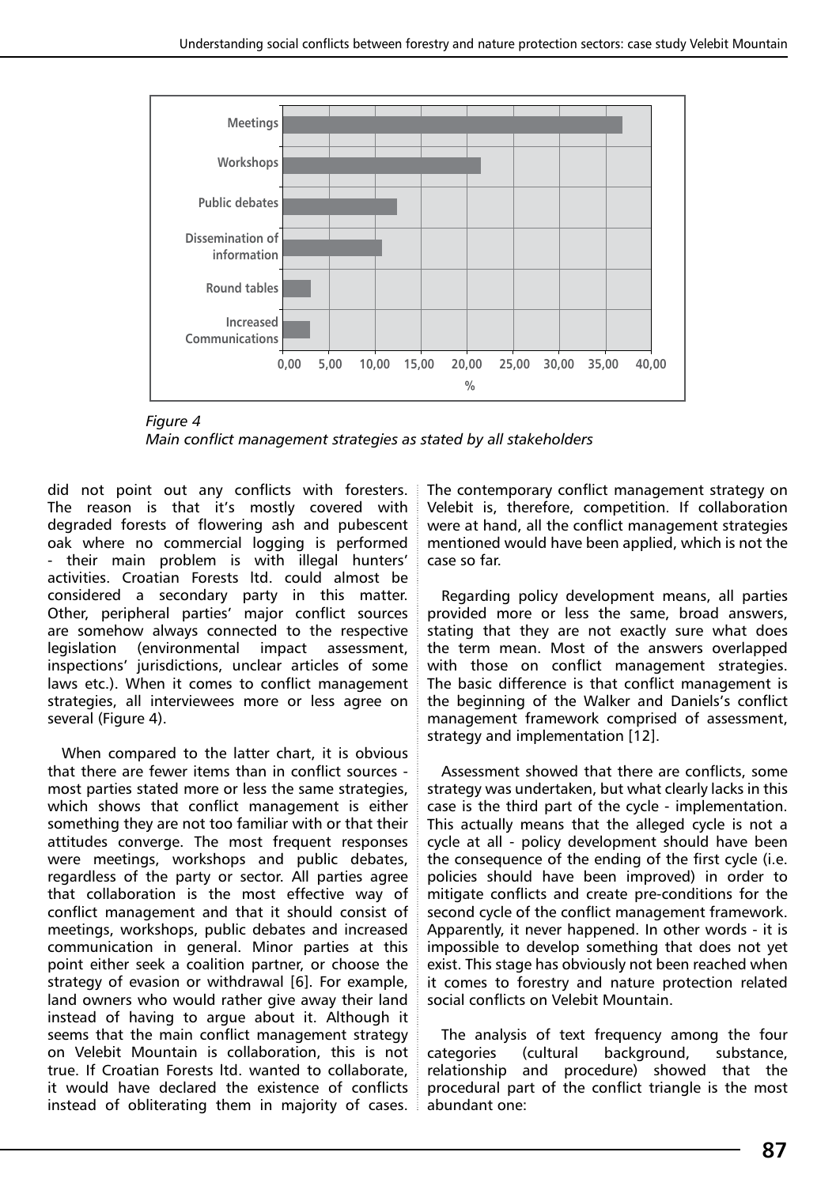*Figure 4*
*Main conflict management strategies as stated by all stakeholders*

did not point out any conflicts with foresters. The reason is that it's mostly covered with degraded forests of flowering ash and pubescent oak where no commercial logging is performed - their main problem is with illegal hunters' activities. Croatian Forests ltd. could almost be considered a secondary party in this matter. Other, peripheral parties' major conflict sources are somehow always connected to the respective legislation (environmental impact assessment, inspections' jurisdictions, unclear articles of some laws etc.). When it comes to conflict management strategies, all interviewees more or less agree on several (Figure 4).

When compared to the latter chart, it is obvious that there are fewer items than in conflict sources - most parties stated more or less the same strategies, which shows that conflict management is either something they are not too familiar with or that their attitudes converge. The most frequent responses were meetings, workshops and public debates, regardless of the party or sector. All parties agree that collaboration is the most effective way of conflict management and that it should consist of meetings, workshops, public debates and increased communication in general. Minor parties at this point either seek a coalition partner, or choose the strategy of evasion or withdrawal [6]. For example, land owners who would rather give away their land instead of having to argue about it. Although it seems that the main conflict management strategy on Velebit Mountain is collaboration, this is not true. If Croatian Forests ltd. wanted to collaborate, it would have declared the existence of conflicts instead of obliterating them in majority of cases. The contemporary conflict management strategy on Velebit is, therefore, competition. If collaboration were at hand, all the conflict management strategies mentioned would have been applied, which is not the case so far.

Regarding policy development means, all parties provided more or less the same, broad answers, stating that they are not exactly sure what does the term mean. Most of the answers overlapped with those on conflict management strategies. The basic difference is that conflict management is the beginning of the Walker and Daniels's conflict management framework comprised of assessment, strategy and implementation [12].

Assessment showed that there are conflicts, some strategy was undertaken, but what clearly lacks in this case is the third part of the cycle - implementation. This actually means that the alleged cycle is not a cycle at all - policy development should have been the consequence of the ending of the first cycle (i.e. policies should have been improved) in order to mitigate conflicts and create pre-conditions for the second cycle of the conflict management framework. Apparently, it never happened. In other words - it is impossible to develop something that does not yet exist. This stage has obviously not been reached when it comes to forestry and nature protection related social conflicts on Velebit Mountain.

The analysis of text frequency among the four categories (cultural background, substance, relationship and procedure) showed that the procedural part of the conflict triangle is the most abundant one: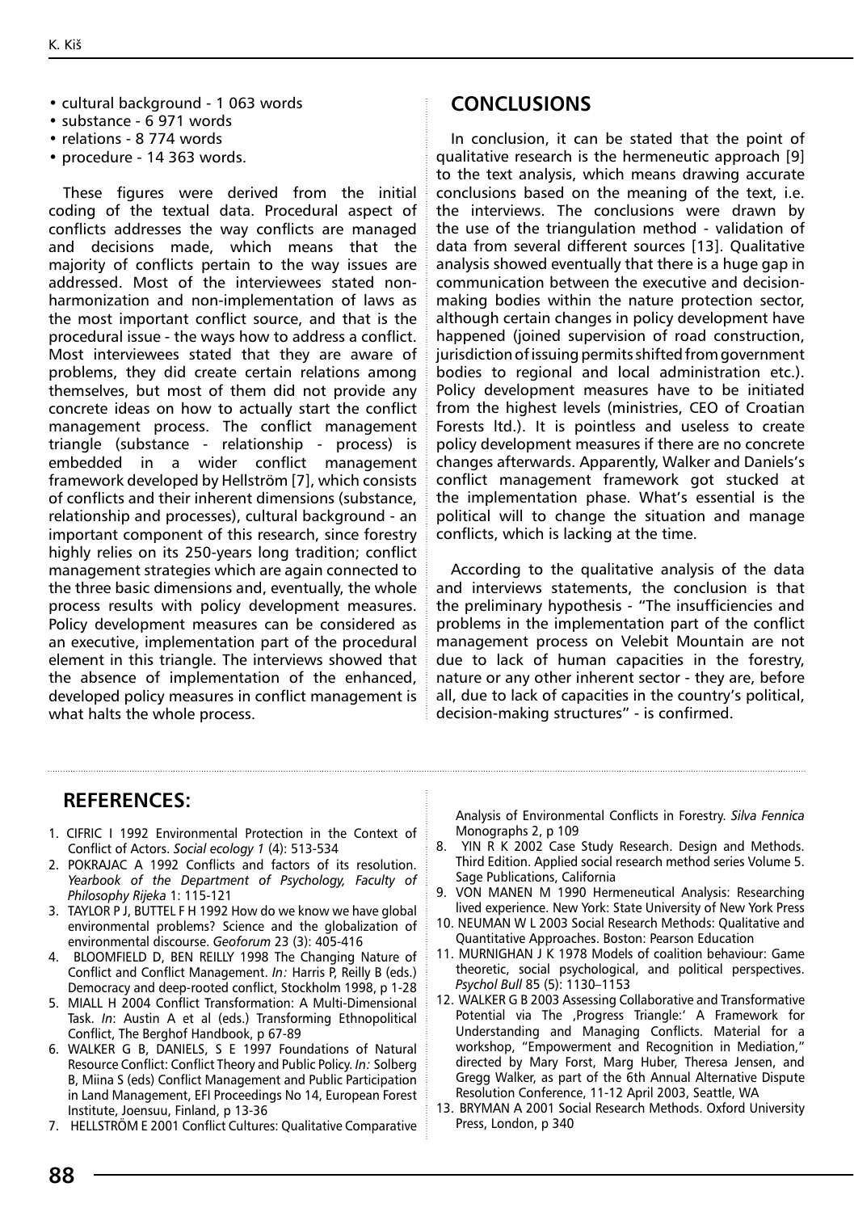- cultural background - 1 063 words
- substance - 6 971 words
- relations - 8 774 words
- procedure - 14 363 words.

These figures were derived from the initial coding of the textual data. Procedural aspect of conflicts addresses the way conflicts are managed and decisions made, which means that the majority of conflicts pertain to the way issues are addressed. Most of the interviewees stated non-harmonization and non-implementation of laws as the most important conflict source, and that is the procedural issue - the ways how to address a conflict. Most interviewees stated that they are aware of problems, they did create certain relations among themselves, but most of them did not provide any concrete ideas on how to actually start the conflict management process. The conflict management triangle (substance - relationship - process) is embedded in a wider conflict management framework developed by Hellström [7], which consists of conflicts and their inherent dimensions (substance, relationship and processes), cultural background - an important component of this research, since forestry highly relies on its 250-years long tradition; conflict management strategies which are again connected to the three basic dimensions and, eventually, the whole process results with policy development measures. Policy development measures can be considered as an executive, implementation part of the procedural element in this triangle. The interviews showed that the absence of implementation of the enhanced, developed policy measures in conflict management is what halts the whole process.

## CONCLUSIONS

In conclusion, it can be stated that the point of qualitative research is the hermeneutic approach [9] to the text analysis, which means drawing accurate conclusions based on the meaning of the text, i.e. the interviews. The conclusions were drawn by the use of the triangulation method - validation of data from several different sources [13]. Qualitative analysis showed eventually that there is a huge gap in communication between the executive and decision-making bodies within the nature protection sector, although certain changes in policy development have happened (joined supervision of road construction, jurisdiction of issuing permits shifted from government bodies to regional and local administration etc.). Policy development measures have to be initiated from the highest levels (ministries, CEO of Croatian Forests ltd.). It is pointless and useless to create policy development measures if there are no concrete changes afterwards. Apparently, Walker and Daniels's conflict management framework got stucked at the implementation phase. What's essential is the political will to change the situation and manage conflicts, which is lacking at the time.

According to the qualitative analysis of the data and interviews statements, the conclusion is that the preliminary hypothesis - "The insufficiencies and problems in the implementation part of the conflict management process on Velebit Mountain are not due to lack of human capacities in the forestry, nature or any other inherent sector - they are, before all, due to lack of capacities in the country's political, decision-making structures" - is confirmed.

## REFERENCES:

1. CIFRIC I 1992 Environmental Protection in the Context of Conflict of Actors. *Social ecology 1* (4): 513-534
2. POKRAJAC A 1992 Conflicts and factors of its resolution. *Yearbook of the Department of Psychology, Faculty of Philosophy Rijeka* 1: 115-121
3. TAYLOR P J, BUTTEL F H 1992 How do we know we have global environmental problems? Science and the globalization of environmental discourse. *Geoforum* 23 (3): 405-416
4. BLOOMFIELD D, BEN REILLY 1998 The Changing Nature of Conflict and Conflict Management. *In:* Harris P, Reilly B (eds.) Democracy and deep-rooted conflict, Stockholm 1998, p 1-28
5. MIALL H 2004 Conflict Transformation: A Multi-Dimensional Task. *In*: Austin A et al (eds.) Transforming Ethnopolitical Conflict, The Berghof Handbook, p 67-89
6. WALKER G B, DANIELS, S E 1997 Foundations of Natural Resource Conflict: Conflict Theory and Public Policy. *In:* Solberg B, Miina S (eds) Conflict Management and Public Participation in Land Management, EFI Proceedings No 14, European Forest Institute, Joensuu, Finland, p 13-36
7. HELLSTRÖM E 2001 Conflict Cultures: Qualitative Comparative Analysis of Environmental Conflicts in Forestry. *Silva Fennica* Monographs 2, p 109
8. YIN R K 2002 Case Study Research. Design and Methods. Third Edition. Applied social research method series Volume 5. Sage Publications, California
9. VON MANEN M 1990 Hermeneutical Analysis: Researching lived experience. New York: State University of New York Press
10. NEUMAN W L 2003 Social Research Methods: Qualitative and Quantitative Approaches. Boston: Pearson Education
11. MURNIGHAN J K 1978 Models of coalition behaviour: Game theoretic, social psychological, and political perspectives. *Psychol Bull* 85 (5): 1130–1153
12. WALKER G B 2003 Assessing Collaborative and Transformative Potential via The ‚Progress Triangle:' A Framework for Understanding and Managing Conflicts. Material for a workshop, "Empowerment and Recognition in Mediation," directed by Mary Forst, Marg Huber, Theresa Jensen, and Gregg Walker, as part of the 6th Annual Alternative Dispute Resolution Conference, 11-12 April 2003, Seattle, WA
13. BRYMAN A 2001 Social Research Methods. Oxford University Press, London, p 340